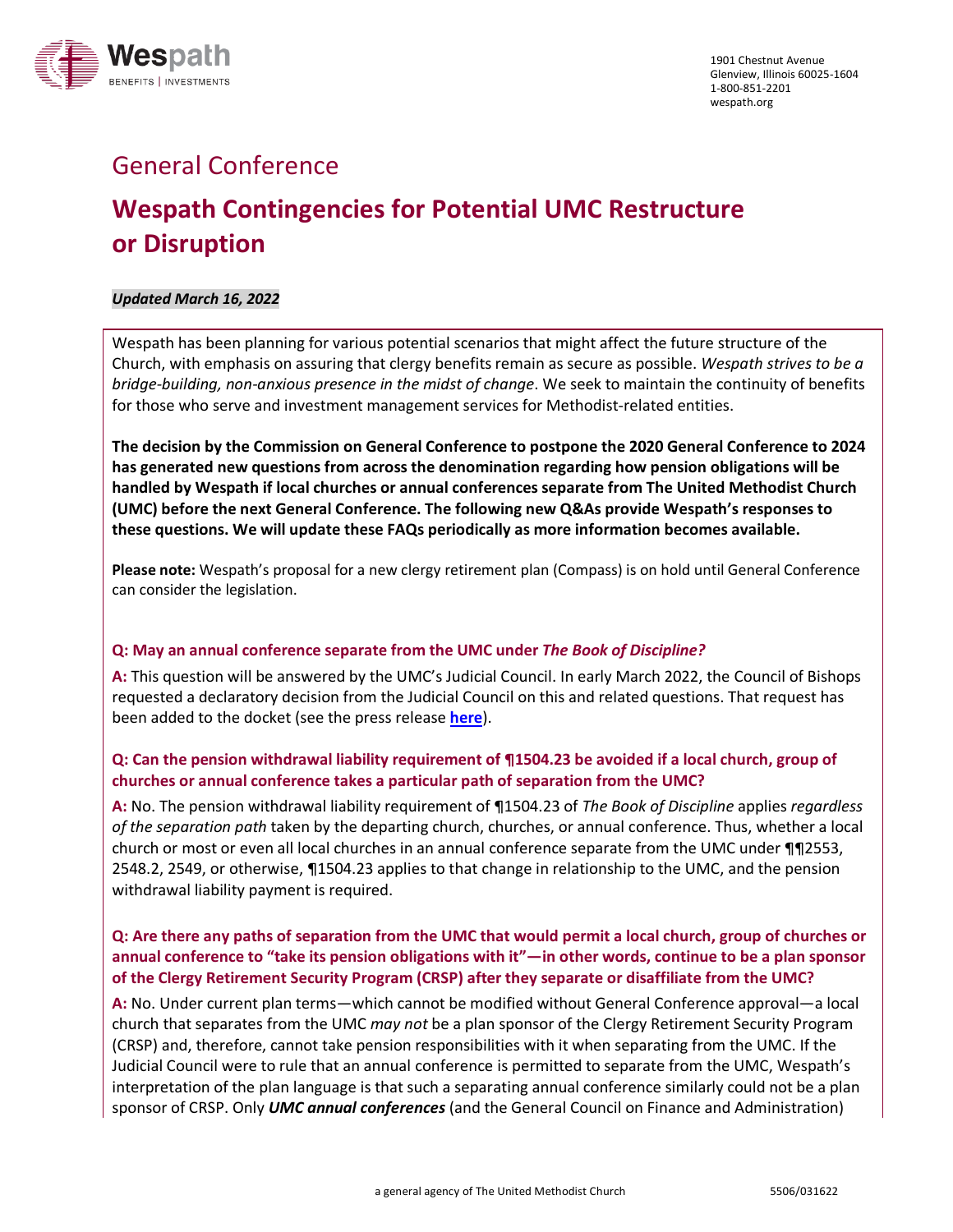1901 Chestnut Avenue
Glenview, Illinois 60025-1604
1-800-851-2201
wespath.org

## General Conference

# Wespath Contingencies for Potential UMC Restructure or Disruption

***Updated March 16, 2022***

Wespath has been planning for various potential scenarios that might affect the future structure of the Church, with emphasis on assuring that clergy benefits remain as secure as possible. *Wespath strives to be a bridge-building, non-anxious presence in the midst of change*. We seek to maintain the continuity of benefits for those who serve and investment management services for Methodist-related entities.

**The decision by the Commission on General Conference to postpone the 2020 General Conference to 2024 has generated new questions from across the denomination regarding how pension obligations will be handled by Wespath if local churches or annual conferences separate from The United Methodist Church (UMC) before the next General Conference. The following new Q&As provide Wespath's responses to these questions. We will update these FAQs periodically as more information becomes available.**

**Please note:** Wespath's proposal for a new clergy retirement plan (Compass) is on hold until General Conference can consider the legislation.

### Q: May an annual conference separate from the UMC under *The Book of Discipline?*

**A:** This question will be answered by the UMC's Judicial Council. In early March 2022, the Council of Bishops requested a declaratory decision from the Judicial Council on this and related questions. That request has been added to the docket (see the press release **here**).

### Q: Can the pension withdrawal liability requirement of ¶1504.23 be avoided if a local church, group of churches or annual conference takes a particular path of separation from the UMC?

**A:** No. The pension withdrawal liability requirement of ¶1504.23 of *The Book of Discipline* applies *regardless of the separation path* taken by the departing church, churches, or annual conference. Thus, whether a local church or most or even all local churches in an annual conference separate from the UMC under ¶¶2553, 2548.2, 2549, or otherwise, ¶1504.23 applies to that change in relationship to the UMC, and the pension withdrawal liability payment is required.

### Q: Are there any paths of separation from the UMC that would permit a local church, group of churches or annual conference to "take its pension obligations with it"—in other words, continue to be a plan sponsor of the Clergy Retirement Security Program (CRSP) after they separate or disaffiliate from the UMC?

**A:** No. Under current plan terms—which cannot be modified without General Conference approval—a local church that separates from the UMC *may not* be a plan sponsor of the Clergy Retirement Security Program (CRSP) and, therefore, cannot take pension responsibilities with it when separating from the UMC. If the Judicial Council were to rule that an annual conference is permitted to separate from the UMC, Wespath's interpretation of the plan language is that such a separating annual conference similarly could not be a plan sponsor of CRSP. Only ***UMC annual conferences*** (and the General Council on Finance and Administration)

a general agency of The United Methodist Church

5506/031622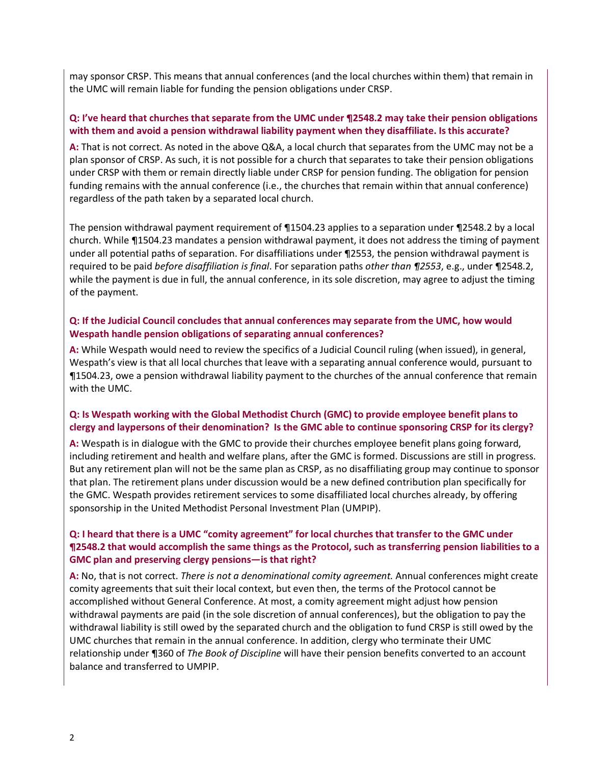may sponsor CRSP. This means that annual conferences (and the local churches within them) that remain in the UMC will remain liable for funding the pension obligations under CRSP.

**Q: I've heard that churches that separate from the UMC under ¶2548.2 may take their pension obligations with them and avoid a pension withdrawal liability payment when they disaffiliate. Is this accurate?**

**A:** That is not correct. As noted in the above Q&A, a local church that separates from the UMC may not be a plan sponsor of CRSP. As such, it is not possible for a church that separates to take their pension obligations under CRSP with them or remain directly liable under CRSP for pension funding. The obligation for pension funding remains with the annual conference (i.e., the churches that remain within that annual conference) regardless of the path taken by a separated local church.

The pension withdrawal payment requirement of ¶1504.23 applies to a separation under ¶2548.2 by a local church. While ¶1504.23 mandates a pension withdrawal payment, it does not address the timing of payment under all potential paths of separation. For disaffiliations under ¶2553, the pension withdrawal payment is required to be paid *before disaffiliation is final*. For separation paths *other than ¶2553*, e.g., under ¶2548.2, while the payment is due in full, the annual conference, in its sole discretion, may agree to adjust the timing of the payment.

**Q: If the Judicial Council concludes that annual conferences may separate from the UMC, how would Wespath handle pension obligations of separating annual conferences?**

**A:** While Wespath would need to review the specifics of a Judicial Council ruling (when issued), in general, Wespath's view is that all local churches that leave with a separating annual conference would, pursuant to ¶1504.23, owe a pension withdrawal liability payment to the churches of the annual conference that remain with the UMC.

**Q: Is Wespath working with the Global Methodist Church (GMC) to provide employee benefit plans to clergy and laypersons of their denomination? Is the GMC able to continue sponsoring CRSP for its clergy?**

**A:** Wespath is in dialogue with the GMC to provide their churches employee benefit plans going forward, including retirement and health and welfare plans, after the GMC is formed. Discussions are still in progress. But any retirement plan will not be the same plan as CRSP, as no disaffiliating group may continue to sponsor that plan. The retirement plans under discussion would be a new defined contribution plan specifically for the GMC. Wespath provides retirement services to some disaffiliated local churches already, by offering sponsorship in the United Methodist Personal Investment Plan (UMPIP).

**Q: I heard that there is a UMC "comity agreement" for local churches that transfer to the GMC under ¶2548.2 that would accomplish the same things as the Protocol, such as transferring pension liabilities to a GMC plan and preserving clergy pensions—is that right?**

**A:** No, that is not correct. *There is not a denominational comity agreement.* Annual conferences might create comity agreements that suit their local context, but even then, the terms of the Protocol cannot be accomplished without General Conference. At most, a comity agreement might adjust how pension withdrawal payments are paid (in the sole discretion of annual conferences), but the obligation to pay the withdrawal liability is still owed by the separated church and the obligation to fund CRSP is still owed by the UMC churches that remain in the annual conference. In addition, clergy who terminate their UMC relationship under ¶360 of *The Book of Discipline* will have their pension benefits converted to an account balance and transferred to UMPIP.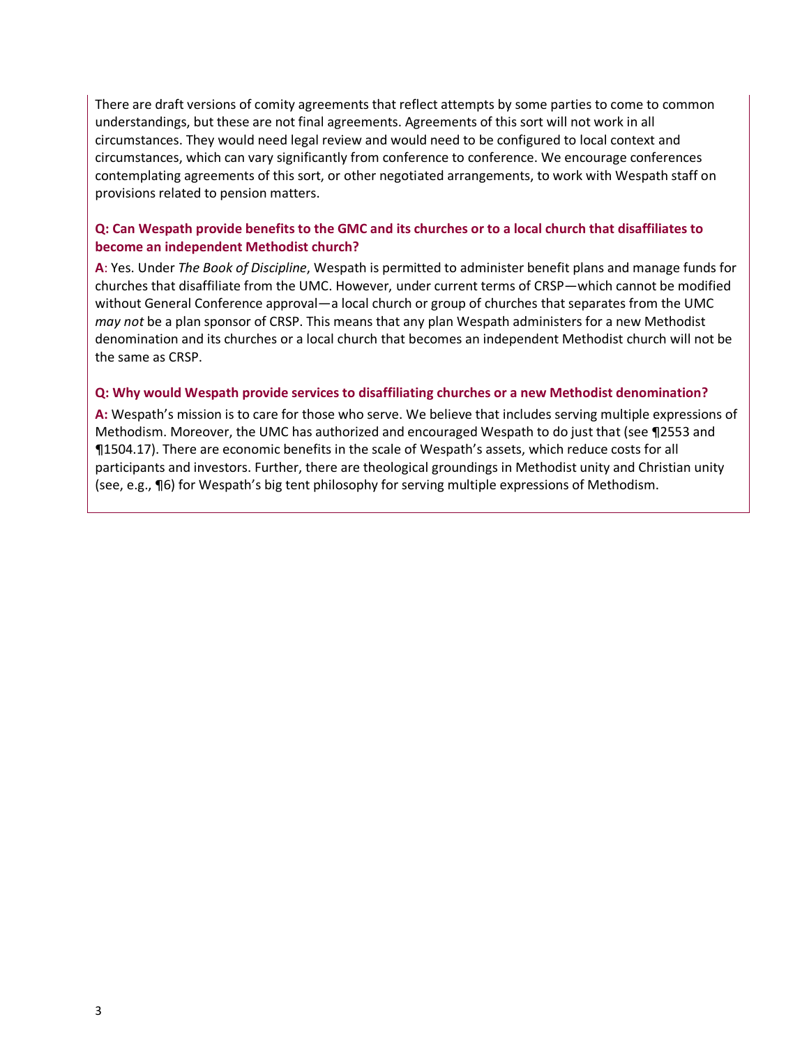There are draft versions of comity agreements that reflect attempts by some parties to come to common understandings, but these are not final agreements. Agreements of this sort will not work in all circumstances. They would need legal review and would need to be configured to local context and circumstances, which can vary significantly from conference to conference. We encourage conferences contemplating agreements of this sort, or other negotiated arrangements, to work with Wespath staff on provisions related to pension matters.

**Q: Can Wespath provide benefits to the GMC and its churches or to a local church that disaffiliates to become an independent Methodist church?**

**A**: Yes. Under *The Book of Discipline*, Wespath is permitted to administer benefit plans and manage funds for churches that disaffiliate from the UMC. However, under current terms of CRSP—which cannot be modified without General Conference approval—a local church or group of churches that separates from the UMC *may not* be a plan sponsor of CRSP. This means that any plan Wespath administers for a new Methodist denomination and its churches or a local church that becomes an independent Methodist church will not be the same as CRSP.

**Q: Why would Wespath provide services to disaffiliating churches or a new Methodist denomination?**

**A:** Wespath's mission is to care for those who serve. We believe that includes serving multiple expressions of Methodism. Moreover, the UMC has authorized and encouraged Wespath to do just that (see ¶2553 and ¶1504.17). There are economic benefits in the scale of Wespath's assets, which reduce costs for all participants and investors. Further, there are theological groundings in Methodist unity and Christian unity (see, e.g., ¶6) for Wespath's big tent philosophy for serving multiple expressions of Methodism.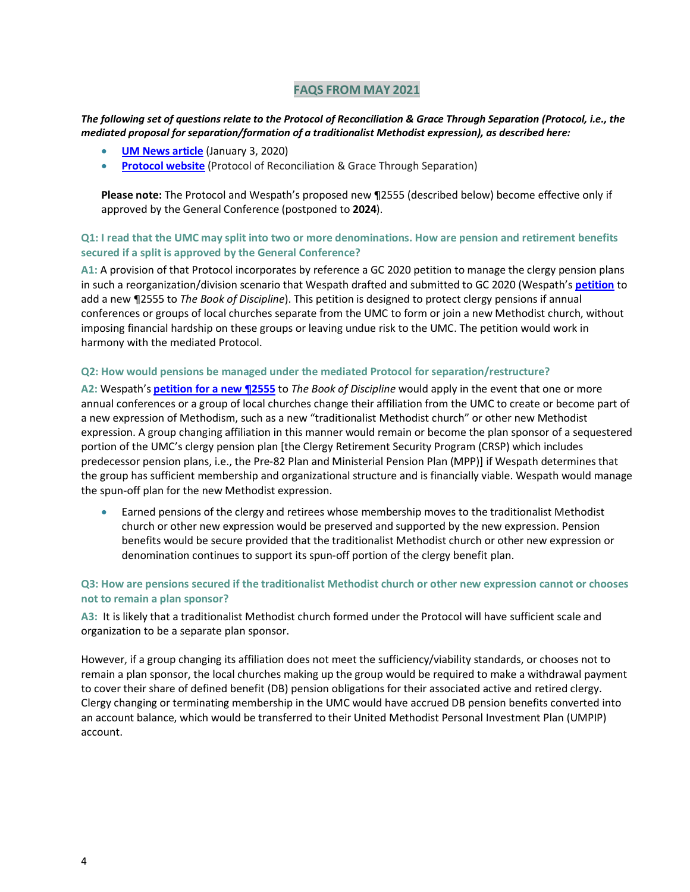## FAQS FROM MAY 2021

***The following set of questions relate to the Protocol of Reconciliation & Grace Through Separation (Protocol, i.e., the mediated proposal for separation/formation of a traditionalist Methodist expression), as described here:***

- **UM News article** (January 3, 2020)
- **Protocol website** (Protocol of Reconciliation & Grace Through Separation)

**Please note:** The Protocol and Wespath's proposed new ¶2555 (described below) become effective only if approved by the General Conference (postponed to **2024**).

### Q1: I read that the UMC may split into two or more denominations. How are pension and retirement benefits secured if a split is approved by the General Conference?

**A1:** A provision of that Protocol incorporates by reference a GC 2020 petition to manage the clergy pension plans in such a reorganization/division scenario that Wespath drafted and submitted to GC 2020 (Wespath's **petition** to add a new ¶2555 to *The Book of Discipline*). This petition is designed to protect clergy pensions if annual conferences or groups of local churches separate from the UMC to form or join a new Methodist church, without imposing financial hardship on these groups or leaving undue risk to the UMC. The petition would work in harmony with the mediated Protocol.

### Q2: How would pensions be managed under the mediated Protocol for separation/restructure?

**A2:** Wespath's **petition for a new ¶2555** to *The Book of Discipline* would apply in the event that one or more annual conferences or a group of local churches change their affiliation from the UMC to create or become part of a new expression of Methodism, such as a new "traditionalist Methodist church" or other new Methodist expression. A group changing affiliation in this manner would remain or become the plan sponsor of a sequestered portion of the UMC's clergy pension plan [the Clergy Retirement Security Program (CRSP) which includes predecessor pension plans, i.e., the Pre-82 Plan and Ministerial Pension Plan (MPP)] if Wespath determines that the group has sufficient membership and organizational structure and is financially viable. Wespath would manage the spun-off plan for the new Methodist expression.

- Earned pensions of the clergy and retirees whose membership moves to the traditionalist Methodist church or other new expression would be preserved and supported by the new expression. Pension benefits would be secure provided that the traditionalist Methodist church or other new expression or denomination continues to support its spun-off portion of the clergy benefit plan.

### Q3: How are pensions secured if the traditionalist Methodist church or other new expression cannot or chooses not to remain a plan sponsor?

**A3:** It is likely that a traditionalist Methodist church formed under the Protocol will have sufficient scale and organization to be a separate plan sponsor.

However, if a group changing its affiliation does not meet the sufficiency/viability standards, or chooses not to remain a plan sponsor, the local churches making up the group would be required to make a withdrawal payment to cover their share of defined benefit (DB) pension obligations for their associated active and retired clergy. Clergy changing or terminating membership in the UMC would have accrued DB pension benefits converted into an account balance, which would be transferred to their United Methodist Personal Investment Plan (UMPIP) account.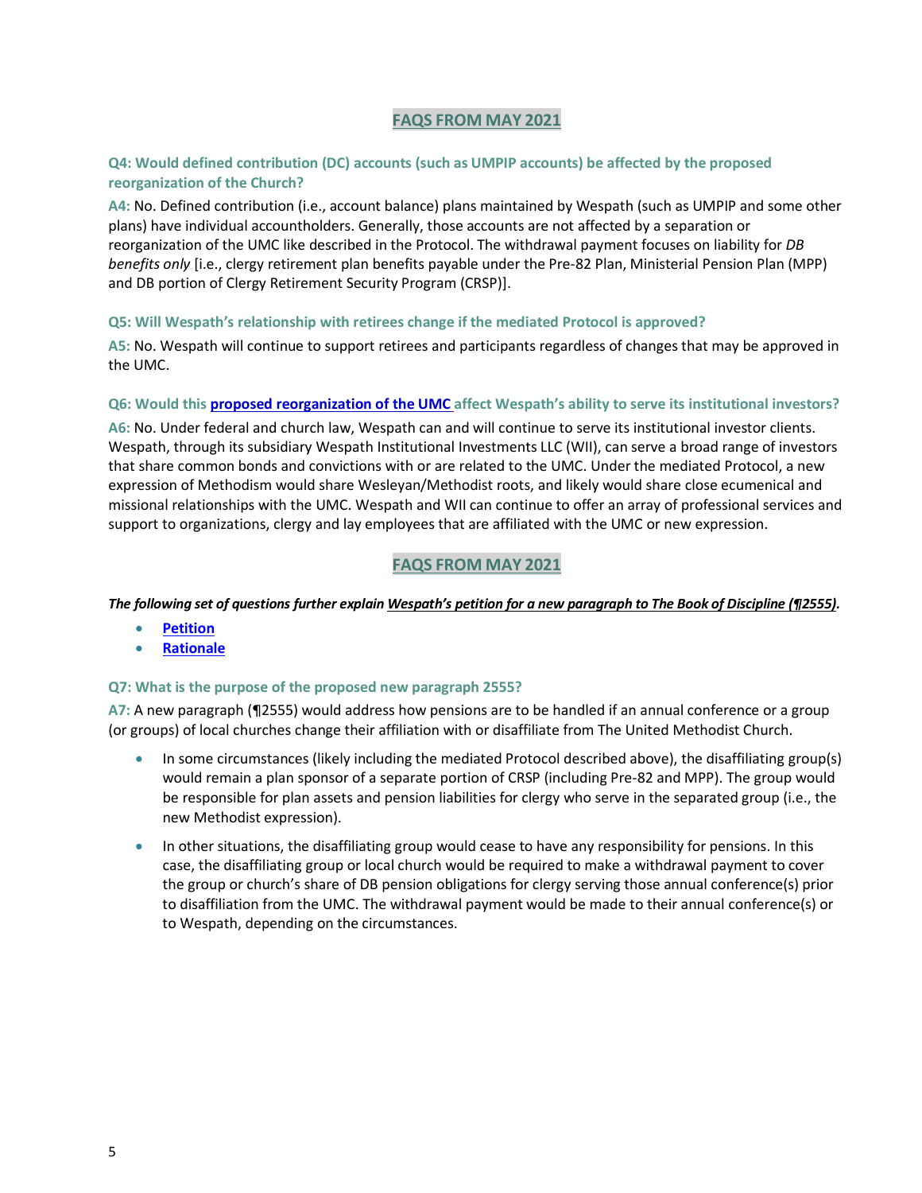## FAQS FROM MAY 2021

**Q4: Would defined contribution (DC) accounts (such as UMPIP accounts) be affected by the proposed reorganization of the Church?**

**A4:** No. Defined contribution (i.e., account balance) plans maintained by Wespath (such as UMPIP and some other plans) have individual accountholders. Generally, those accounts are not affected by a separation or reorganization of the UMC like described in the Protocol. The withdrawal payment focuses on liability for *DB benefits only* [i.e., clergy retirement plan benefits payable under the Pre-82 Plan, Ministerial Pension Plan (MPP) and DB portion of Clergy Retirement Security Program (CRSP)].

**Q5: Will Wespath's relationship with retirees change if the mediated Protocol is approved?**

**A5:** No. Wespath will continue to support retirees and participants regardless of changes that may be approved in the UMC.

**Q6: Would this proposed reorganization of the UMC affect Wespath's ability to serve its institutional investors?**

**A6:** No. Under federal and church law, Wespath can and will continue to serve its institutional investor clients. Wespath, through its subsidiary Wespath Institutional Investments LLC (WII), can serve a broad range of investors that share common bonds and convictions with or are related to the UMC. Under the mediated Protocol, a new expression of Methodism would share Wesleyan/Methodist roots, and likely would share close ecumenical and missional relationships with the UMC. Wespath and WII can continue to offer an array of professional services and support to organizations, clergy and lay employees that are affiliated with the UMC or new expression.

## FAQS FROM MAY 2021

***The following set of questions further explain Wespath's petition for a new paragraph to The Book of Discipline (¶2555).***

- Petition
- Rationale

**Q7: What is the purpose of the proposed new paragraph 2555?**

**A7:** A new paragraph (¶2555) would address how pensions are to be handled if an annual conference or a group (or groups) of local churches change their affiliation with or disaffiliate from The United Methodist Church.

- In some circumstances (likely including the mediated Protocol described above), the disaffiliating group(s) would remain a plan sponsor of a separate portion of CRSP (including Pre-82 and MPP). The group would be responsible for plan assets and pension liabilities for clergy who serve in the separated group (i.e., the new Methodist expression).
- In other situations, the disaffiliating group would cease to have any responsibility for pensions. In this case, the disaffiliating group or local church would be required to make a withdrawal payment to cover the group or church's share of DB pension obligations for clergy serving those annual conference(s) prior to disaffiliation from the UMC. The withdrawal payment would be made to their annual conference(s) or to Wespath, depending on the circumstances.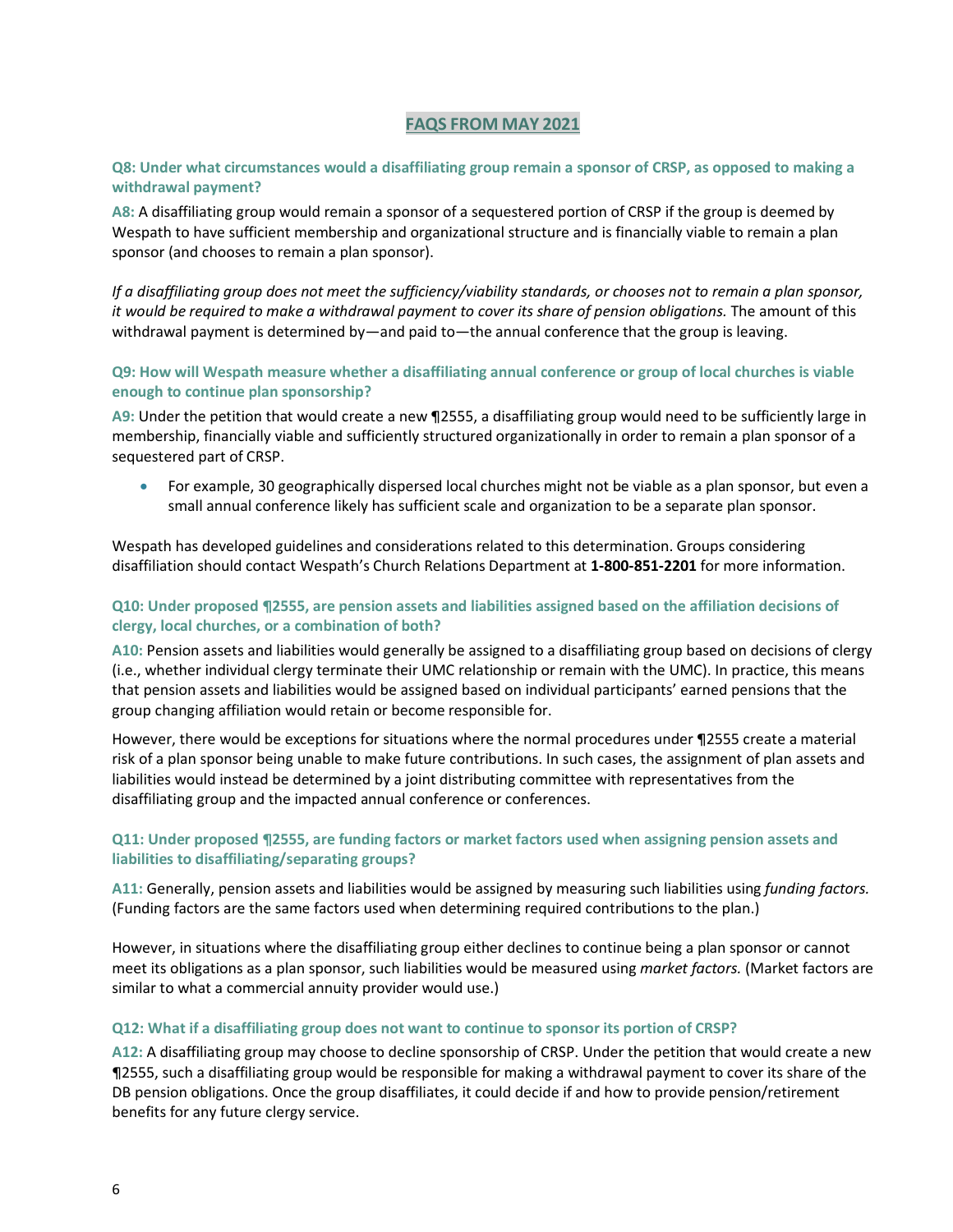## FAQS FROM MAY 2021

**Q8: Under what circumstances would a disaffiliating group remain a sponsor of CRSP, as opposed to making a withdrawal payment?**

**A8:** A disaffiliating group would remain a sponsor of a sequestered portion of CRSP if the group is deemed by Wespath to have sufficient membership and organizational structure and is financially viable to remain a plan sponsor (and chooses to remain a plan sponsor).

*If a disaffiliating group does not meet the sufficiency/viability standards, or chooses not to remain a plan sponsor, it would be required to make a withdrawal payment to cover its share of pension obligations.* The amount of this withdrawal payment is determined by—and paid to—the annual conference that the group is leaving.

**Q9: How will Wespath measure whether a disaffiliating annual conference or group of local churches is viable enough to continue plan sponsorship?**

**A9:** Under the petition that would create a new ¶2555, a disaffiliating group would need to be sufficiently large in membership, financially viable and sufficiently structured organizationally in order to remain a plan sponsor of a sequestered part of CRSP.

- For example, 30 geographically dispersed local churches might not be viable as a plan sponsor, but even a small annual conference likely has sufficient scale and organization to be a separate plan sponsor.

Wespath has developed guidelines and considerations related to this determination. Groups considering disaffiliation should contact Wespath's Church Relations Department at **1-800-851-2201** for more information.

**Q10: Under proposed ¶2555, are pension assets and liabilities assigned based on the affiliation decisions of clergy, local churches, or a combination of both?**

**A10:** Pension assets and liabilities would generally be assigned to a disaffiliating group based on decisions of clergy (i.e., whether individual clergy terminate their UMC relationship or remain with the UMC). In practice, this means that pension assets and liabilities would be assigned based on individual participants' earned pensions that the group changing affiliation would retain or become responsible for.

However, there would be exceptions for situations where the normal procedures under ¶2555 create a material risk of a plan sponsor being unable to make future contributions. In such cases, the assignment of plan assets and liabilities would instead be determined by a joint distributing committee with representatives from the disaffiliating group and the impacted annual conference or conferences.

**Q11: Under proposed ¶2555, are funding factors or market factors used when assigning pension assets and liabilities to disaffiliating/separating groups?**

**A11:** Generally, pension assets and liabilities would be assigned by measuring such liabilities using *funding factors.* (Funding factors are the same factors used when determining required contributions to the plan.)

However, in situations where the disaffiliating group either declines to continue being a plan sponsor or cannot meet its obligations as a plan sponsor, such liabilities would be measured using *market factors.* (Market factors are similar to what a commercial annuity provider would use.)

**Q12: What if a disaffiliating group does not want to continue to sponsor its portion of CRSP?**

**A12:** A disaffiliating group may choose to decline sponsorship of CRSP. Under the petition that would create a new ¶2555, such a disaffiliating group would be responsible for making a withdrawal payment to cover its share of the DB pension obligations. Once the group disaffiliates, it could decide if and how to provide pension/retirement benefits for any future clergy service.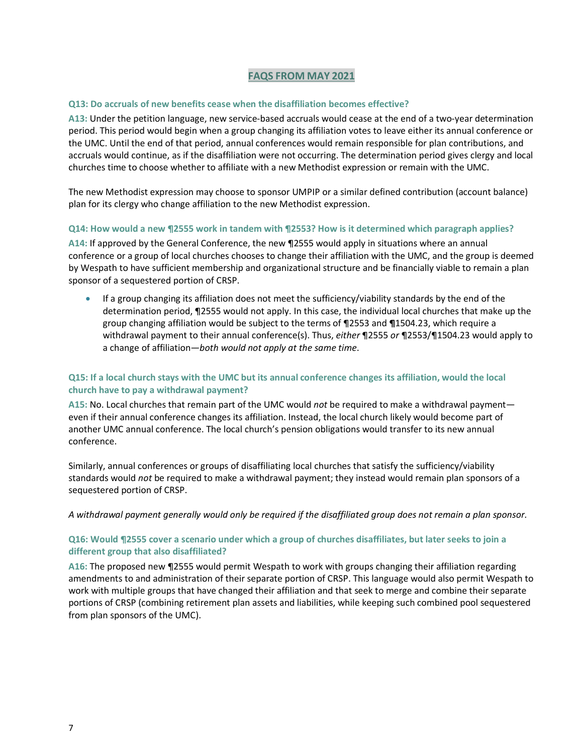## FAQS FROM MAY 2021

### Q13: Do accruals of new benefits cease when the disaffiliation becomes effective?

**A13:** Under the petition language, new service-based accruals would cease at the end of a two-year determination period. This period would begin when a group changing its affiliation votes to leave either its annual conference or the UMC. Until the end of that period, annual conferences would remain responsible for plan contributions, and accruals would continue, as if the disaffiliation were not occurring. The determination period gives clergy and local churches time to choose whether to affiliate with a new Methodist expression or remain with the UMC.

The new Methodist expression may choose to sponsor UMPIP or a similar defined contribution (account balance) plan for its clergy who change affiliation to the new Methodist expression.

### Q14: How would a new ¶2555 work in tandem with ¶2553? How is it determined which paragraph applies?

**A14:** If approved by the General Conference, the new ¶2555 would apply in situations where an annual conference or a group of local churches chooses to change their affiliation with the UMC, and the group is deemed by Wespath to have sufficient membership and organizational structure and be financially viable to remain a plan sponsor of a sequestered portion of CRSP.

- If a group changing its affiliation does not meet the sufficiency/viability standards by the end of the determination period, ¶2555 would not apply. In this case, the individual local churches that make up the group changing affiliation would be subject to the terms of ¶2553 and ¶1504.23, which require a withdrawal payment to their annual conference(s). Thus, *either* ¶2555 *or* ¶2553/¶1504.23 would apply to a change of affiliation—*both would not apply at the same time*.

### Q15: If a local church stays with the UMC but its annual conference changes its affiliation, would the local church have to pay a withdrawal payment?

**A15:** No. Local churches that remain part of the UMC would *not* be required to make a withdrawal payment—even if their annual conference changes its affiliation. Instead, the local church likely would become part of another UMC annual conference. The local church's pension obligations would transfer to its new annual conference.

Similarly, annual conferences or groups of disaffiliating local churches that satisfy the sufficiency/viability standards would *not* be required to make a withdrawal payment; they instead would remain plan sponsors of a sequestered portion of CRSP.

*A withdrawal payment generally would only be required if the disaffiliated group does not remain a plan sponsor.*

### Q16: Would ¶2555 cover a scenario under which a group of churches disaffiliates, but later seeks to join a different group that also disaffiliated?

**A16:** The proposed new ¶2555 would permit Wespath to work with groups changing their affiliation regarding amendments to and administration of their separate portion of CRSP. This language would also permit Wespath to work with multiple groups that have changed their affiliation and that seek to merge and combine their separate portions of CRSP (combining retirement plan assets and liabilities, while keeping such combined pool sequestered from plan sponsors of the UMC).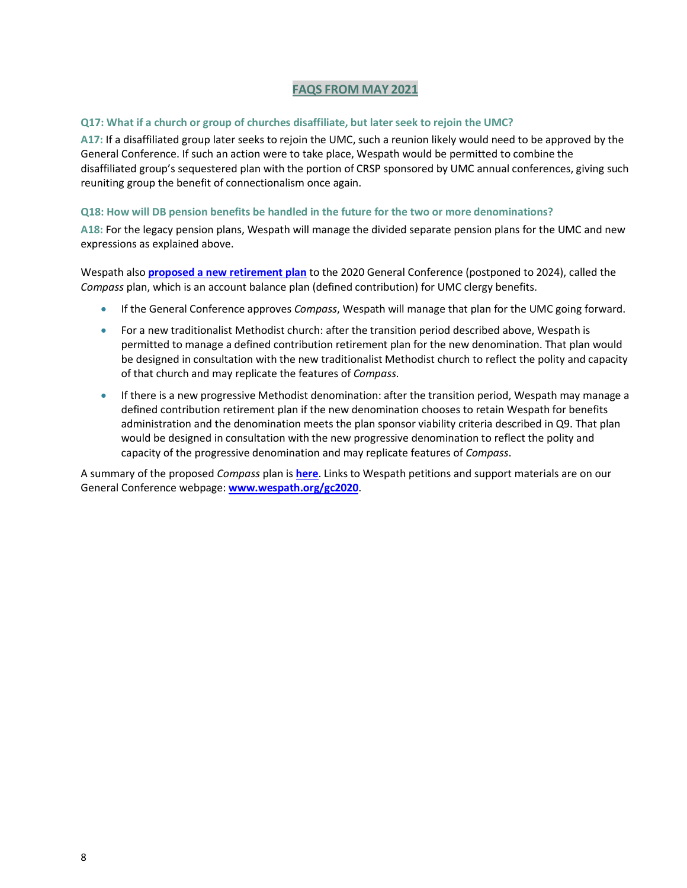## FAQS FROM MAY 2021

### Q17: What if a church or group of churches disaffiliate, but later seek to rejoin the UMC?

**A17:** If a disaffiliated group later seeks to rejoin the UMC, such a reunion likely would need to be approved by the General Conference. If such an action were to take place, Wespath would be permitted to combine the disaffiliated group's sequestered plan with the portion of CRSP sponsored by UMC annual conferences, giving such reuniting group the benefit of connectionalism once again.

### Q18: How will DB pension benefits be handled in the future for the two or more denominations?

**A18:** For the legacy pension plans, Wespath will manage the divided separate pension plans for the UMC and new expressions as explained above.

Wespath also **proposed a new retirement plan** to the 2020 General Conference (postponed to 2024), called the *Compass* plan, which is an account balance plan (defined contribution) for UMC clergy benefits.

- If the General Conference approves *Compass*, Wespath will manage that plan for the UMC going forward.
- For a new traditionalist Methodist church: after the transition period described above, Wespath is permitted to manage a defined contribution retirement plan for the new denomination. That plan would be designed in consultation with the new traditionalist Methodist church to reflect the polity and capacity of that church and may replicate the features of *Compass*.
- If there is a new progressive Methodist denomination: after the transition period, Wespath may manage a defined contribution retirement plan if the new denomination chooses to retain Wespath for benefits administration and the denomination meets the plan sponsor viability criteria described in Q9. That plan would be designed in consultation with the new progressive denomination to reflect the polity and capacity of the progressive denomination and may replicate features of *Compass*.

A summary of the proposed *Compass* plan is **here**. Links to Wespath petitions and support materials are on our General Conference webpage: **www.wespath.org/gc2020**.